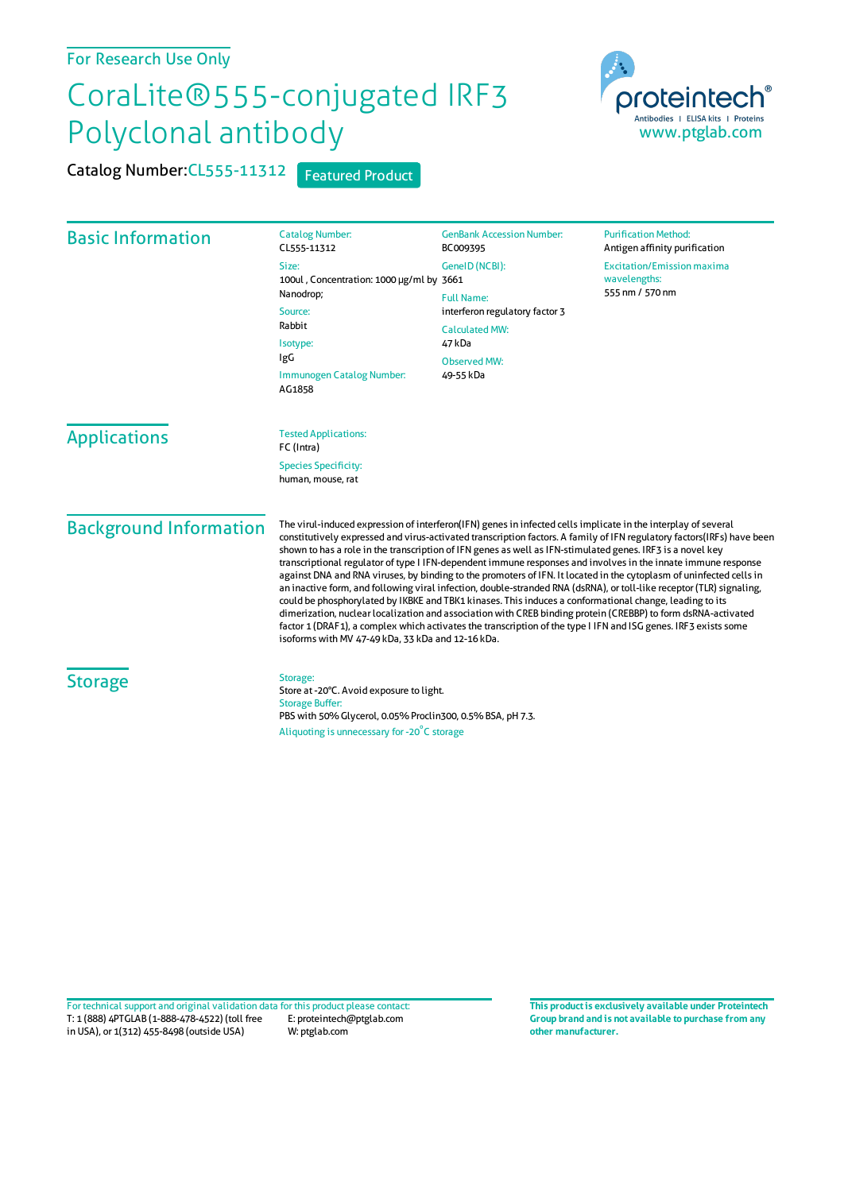For Research Use Only

# CoraLite®555-conjugated IRF3 Polyclonal antibody

proteintech® Antibodies | ELISA kits | Proteins www.ptglab.com

Catalog Number: CL555-11312 Featured Product

## Basic Information

Catalog Number:
CL555-11312

Size:
100ul , Concentration: 1000 μg/ml by Nanodrop;

Source:
Rabbit

Isotype:
IgG

Immunogen Catalog Number:
AG1858

GenBank Accession Number:
BC009395

GeneID (NCBI):
3661

Full Name:
interferon regulatory factor 3

Calculated MW:
47 kDa

Observed MW:
49-55 kDa

Purification Method:
Antigen affinity purification

Excitation/Emission maxima wavelengths:
555 nm / 570 nm

## Applications

Tested Applications:
FC (Intra)

Species Specificity:
human, mouse, rat

## Background Information

The virul-induced expression of interferon(IFN) genes in infected cells implicate in the interplay of several constitutively expressed and virus-activated transcription factors. A family of IFN regulatory factors(IRFs) have been shown to has a role in the transcription of IFN genes as well as IFN-stimulated genes. IRF3 is a novel key transcriptional regulator of type I IFN-dependent immune responses and involves in the innate immune response against DNA and RNA viruses, by binding to the promoters of IFN. It located in the cytoplasm of uninfected cells in an inactive form, and following viral infection, double-stranded RNA (dsRNA), or toll-like receptor (TLR) signaling, could be phosphorylated by IKBKE and TBK1 kinases. This induces a conformational change, leading to its dimerization, nuclear localization and association with CREB binding protein (CREBBP) to form dsRNA-activated factor 1 (DRAF1), a complex which activates the transcription of the type I IFN and ISG genes. IRF3 exists some isoforms with MV 47-49 kDa, 33 kDa and 12-16 kDa.

## Storage

Storage:
Store at -20°C. Avoid exposure to light.

Storage Buffer:
PBS with 50% Glycerol, 0.05% Proclin300, 0.5% BSA, pH 7.3.

Aliquoting is unnecessary for -20°C storage

For technical support and original validation data for this product please contact:
T: 1 (888) 4PTGLAB (1-888-478-4522) (toll free in USA), or 1(312) 455-8498 (outside USA)
E: proteintech@ptglab.com
W: ptglab.com

**This product is exclusively available under Proteintech Group brand and is not available to purchase from any other manufacturer.**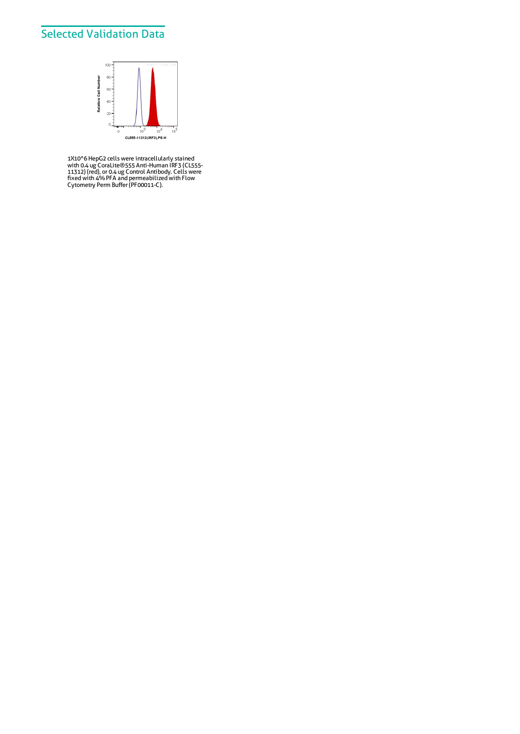## Selected Validation Data

100
80
60
40
20
0

Relative Cell Number

0
$10^3$
$10^4$
$10^5$

CL555-11312(IRF3),PE-H

1X10^6 HepG2 cells were intracellularly stained with 0.4 ug CoraLite®555 Anti-Human IRF3 (CL555-11312) (red), or 0.4 ug Control Antibody. Cells were fixed with 4% PFA and permeabilized with Flow Cytometry Perm Buffer (PF00011-C).